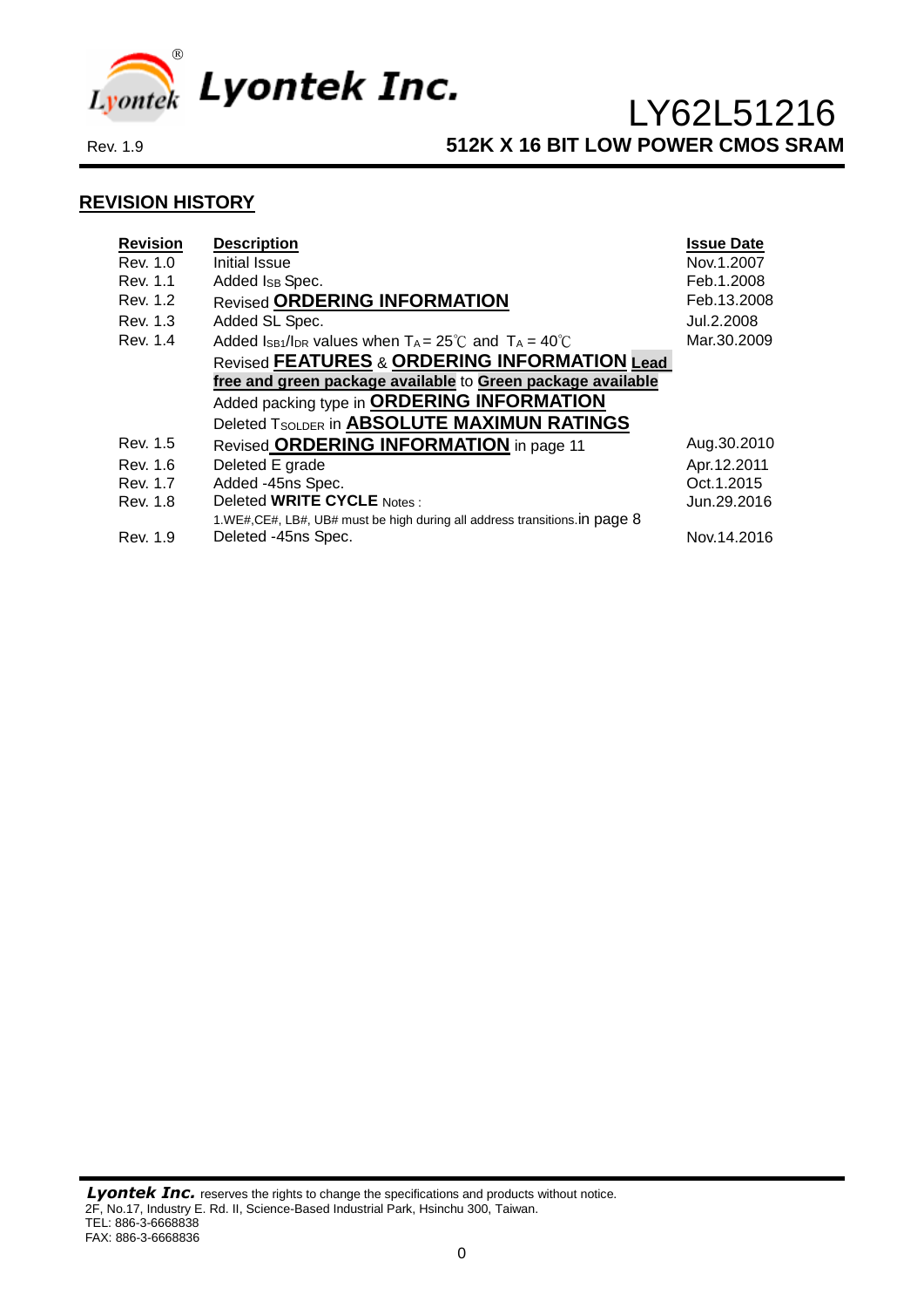# Lyontek Inc.

# LY62L51216

Rev. 1.9

**512K X 16 BIT LOW POWER CMOS SRAM**

## REVISION HISTORY

| Revision | Description | Issue Date |
|---|---|---|
| Rev. 1.0 | Initial Issue | Nov.1.2007 |
| Rev. 1.1 | Added $I_{SB}$ Spec. | Feb.1.2008 |
| Rev. 1.2 | Revised **ORDERING INFORMATION** | Feb.13.2008 |
| Rev. 1.3 | Added SL Spec. | Jul.2.2008 |
| Rev. 1.4 | Added $I_{SB1}$/$I_{DR}$ values when $T_A$ = 25℃ and $T_A$ = 40℃ | Mar.30.2009 |
| | Revised **FEATURES** & **ORDERING INFORMATION** **Lead free and green package available** to **Green package available** | |
| | Added packing type in **ORDERING INFORMATION** | |
| | Deleted $T_{SOLDER}$ in **ABSOLUTE MAXIMUN RATINGS** | |
| Rev. 1.5 | Revised **ORDERING INFORMATION** in page 11 | Aug.30.2010 |
| Rev. 1.6 | Deleted E grade | Apr.12.2011 |
| Rev. 1.7 | Added -45ns Spec. | Oct.1.2015 |
| Rev. 1.8 | Deleted **WRITE CYCLE** Notes : 1.WE#,CE#, LB#, UB# must be high during all address transitions.in page 8 | Jun.29.2016 |
| Rev. 1.9 | Deleted -45ns Spec. | Nov.14.2016 |

***Lyontek Inc.*** reserves the rights to change the specifications and products without notice.
2F, No.17, Industry E. Rd. II, Science-Based Industrial Park, Hsinchu 300, Taiwan.
TEL: 886-3-6668838
FAX: 886-3-6668836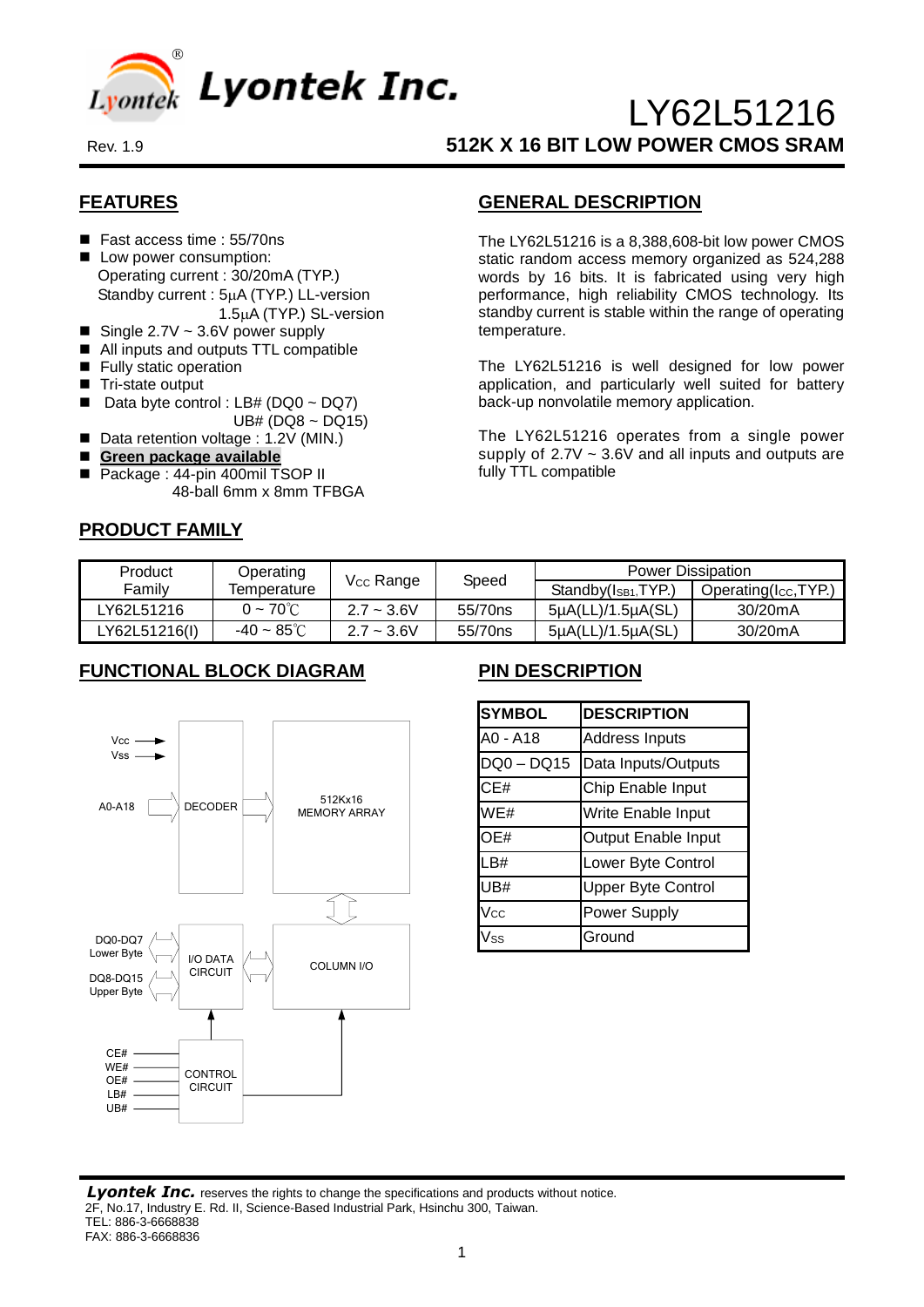# LY62L51216

Rev. 1.9

## 512K X 16 BIT LOW POWER CMOS SRAM

## FEATURES

- Fast access time : 55/70ns
- Low power consumption:
  Operating current : 30/20mA (TYP.)
  Standby current : 5µA (TYP.) LL-version
  1.5µA (TYP.) SL-version
- Single 2.7V ~ 3.6V power supply
- All inputs and outputs TTL compatible
- Fully static operation
- Tri-state output
- Data byte control : LB# (DQ0 ~ DQ7)
  UB# (DQ8 ~ DQ15)
- Data retention voltage : 1.2V (MIN.)
- **Green package available**
- Package : 44-pin 400mil TSOP II
  48-ball 6mm x 8mm TFBGA

## GENERAL DESCRIPTION

The LY62L51216 is a 8,388,608-bit low power CMOS static random access memory organized as 524,288 words by 16 bits. It is fabricated using very high performance, high reliability CMOS technology. Its standby current is stable within the range of operating temperature.

The LY62L51216 is well designed for low power application, and particularly well suited for battery back-up nonvolatile memory application.

The LY62L51216 operates from a single power supply of 2.7V ~ 3.6V and all inputs and outputs are fully TTL compatible

## PRODUCT FAMILY

| Product Family | Operating Temperature | $V_{CC}$ Range | Speed | Power Dissipation | |
|---|---|---|---|---|---|
| | | | | Standby($I_{SB1}$,TYP.) | Operating($I_{CC}$,TYP.) |
| LY62L51216 | 0 ~ 70℃ | 2.7 ~ 3.6V | 55/70ns | 5µA(LL)/1.5µA(SL) | 30/20mA |
| LY62L51216(I) | -40 ~ 85℃ | 2.7 ~ 3.6V | 55/70ns | 5µA(LL)/1.5µA(SL) | 30/20mA |

## FUNCTIONAL BLOCK DIAGRAM

Vcc
Vss
A0-A18
DECODER
512Kx16 MEMORY ARRAY
DQ0-DQ7 Lower Byte
DQ8-DQ15 Upper Byte
I/O DATA CIRCUIT
COLUMN I/O
CE#
WE#
OE#
LB#
UB#
CONTROL CIRCUIT

## PIN DESCRIPTION

| SYMBOL | DESCRIPTION |
|---|---|
| A0 - A18 | Address Inputs |
| DQ0 – DQ15 | Data Inputs/Outputs |
| CE# | Chip Enable Input |
| WE# | Write Enable Input |
| OE# | Output Enable Input |
| LB# | Lower Byte Control |
| UB# | Upper Byte Control |
| $V_{CC}$ | Power Supply |
| $V_{SS}$ | Ground |

**Lyontek Inc.** reserves the rights to change the specifications and products without notice.
2F, No.17, Industry E. Rd. II, Science-Based Industrial Park, Hsinchu 300, Taiwan.
TEL: 886-3-6668838
FAX: 886-3-6668836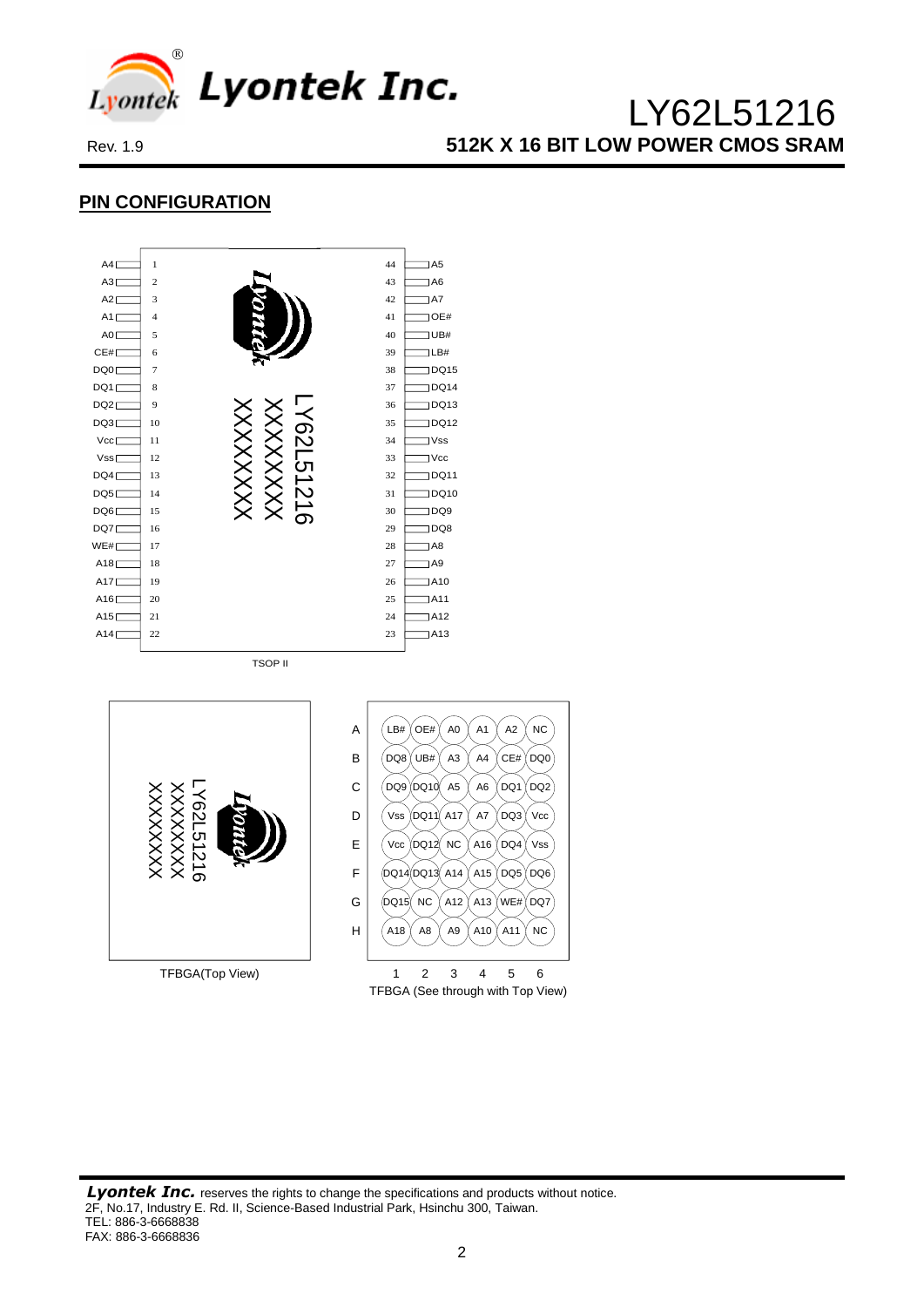## PIN CONFIGURATION

| Pin | Name | Pin | Name |
|---|---|---|---|
| 1 | A4 | 44 | A5 |
| 2 | A3 | 43 | A6 |
| 3 | A2 | 42 | A7 |
| 4 | A1 | 41 | OE# |
| 5 | A0 | 40 | UB# |
| 6 | CE# | 39 | LB# |
| 7 | DQ0 | 38 | DQ15 |
| 8 | DQ1 | 37 | DQ14 |
| 9 | DQ2 | 36 | DQ13 |
| 10 | DQ3 | 35 | DQ12 |
| 11 | Vcc | 34 | Vss |
| 12 | Vss | 33 | Vcc |
| 13 | DQ4 | 32 | DQ11 |
| 14 | DQ5 | 31 | DQ10 |
| 15 | DQ6 | 30 | DQ9 |
| 16 | DQ7 | 29 | DQ8 |
| 17 | WE# | 28 | A8 |
| 18 | A18 | 27 | A9 |
| 19 | A17 | 26 | A10 |
| 20 | A16 | 25 | A11 |
| 21 | A15 | 24 | A12 |
| 22 | A14 | 23 | A13 |

LY62L51216 XXXXXXX XXXXXXX

TSOP II

LY62L51216 XXXXXXX XXXXXXX

TFBGA(Top View)

| | 1 | 2 | 3 | 4 | 5 | 6 |
|---|---|---|---|---|---|---|
| A | LB# | OE# | A0 | A1 | A2 | NC |
| B | DQ8 | UB# | A3 | A4 | CE# | DQ0 |
| C | DQ9 | DQ10 | A5 | A6 | DQ1 | DQ2 |
| D | Vss | DQ11 | A17 | A7 | DQ3 | Vcc |
| E | Vcc | DQ12 | NC | A16 | DQ4 | Vss |
| F | DQ14 | DQ13 | A14 | A15 | DQ5 | DQ6 |
| G | DQ15 | NC | A12 | A13 | WE# | DQ7 |
| H | A18 | A8 | A9 | A10 | A11 | NC |

TFBGA (See through with Top View)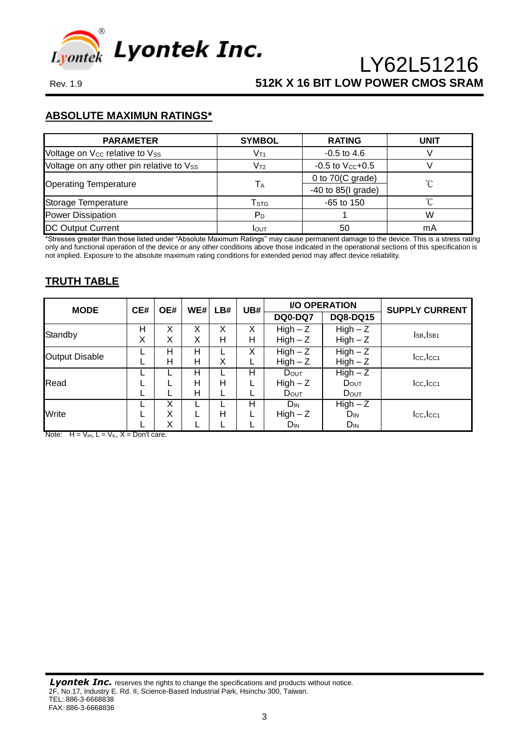## ABSOLUTE MAXIMUN RATINGS*

| PARAMETER | SYMBOL | RATING | UNIT |
|---|---|---|---|
| Voltage on $V_{CC}$ relative to $V_{SS}$ | $V_{T1}$ | -0.5 to 4.6 | V |
| Voltage on any other pin relative to $V_{SS}$ | $V_{T2}$ | -0.5 to $V_{CC}$+0.5 | V |
| Operating Temperature | $T_A$ | 0 to 70(C grade) | ℃ |
| | | -40 to 85(I grade) | |
| Storage Temperature | $T_{STG}$ | -65 to 150 | ℃ |
| Power Dissipation | $P_D$ | 1 | W |
| DC Output Current | $I_{OUT}$ | 50 | mA |

*Stresses greater than those listed under "Absolute Maximum Ratings" may cause permanent damage to the device. This is a stress rating only and functional operation of the device or any other conditions above those indicated in the operational sections of this specification is not implied. Exposure to the absolute maximum rating conditions for extended period may affect device reliability.

## TRUTH TABLE

| MODE | CE# | OE# | WE# | LB# | UB# | I/O OPERATION | | SUPPLY CURRENT |
|---|---|---|---|---|---|---|---|---|
| | | | | | | DQ0-DQ7 | DQ8-DQ15 | |
| Standby | H | X | X | X | X | High – Z | High – Z | $I_{SB}$,$I_{SB1}$ |
| | X | X | X | H | H | High – Z | High – Z | |
| Output Disable | L | H | H | L | X | High – Z | High – Z | $I_{CC}$,$I_{CC1}$ |
| | L | H | H | X | L | High – Z | High – Z | |
| Read | L | L | H | L | H | $D_{OUT}$ | High – Z | $I_{CC}$,$I_{CC1}$ |
| | L | L | H | H | L | High – Z | $D_{OUT}$ | |
| | L | L | H | L | L | $D_{OUT}$ | $D_{OUT}$ | |
| Write | L | X | L | L | H | $D_{IN}$ | High – Z | $I_{CC}$,$I_{CC1}$ |
| | L | X | L | H | L | High – Z | $D_{IN}$ | |
| | L | X | L | L | L | $D_{IN}$ | $D_{IN}$ | |

Note: H = $V_{IH}$, L = $V_{IL}$, X = Don't care.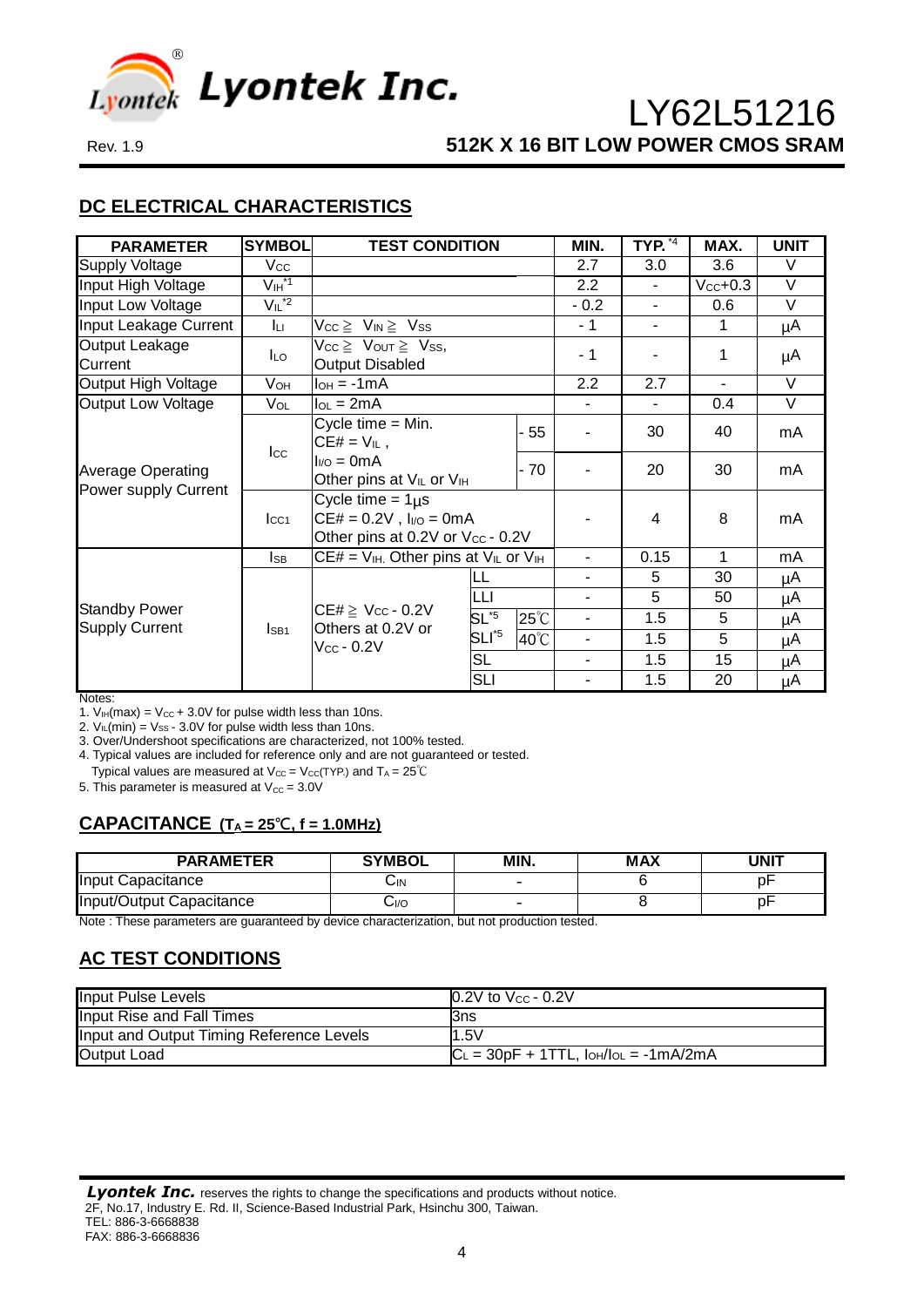## DC ELECTRICAL CHARACTERISTICS

| PARAMETER | SYMBOL | TEST CONDITION | | | MIN. | TYP. [*4] | MAX. | UNIT |
|---|---|---|---|---|---|---|---|---|
| Supply Voltage | $V_{CC}$ | | | | 2.7 | 3.0 | 3.6 | V |
| Input High Voltage | $V_{IH}$[*1] | | | | 2.2 | - | $V_{CC}$+0.3 | V |
| Input Low Voltage | $V_{IL}$[*2] | | | | - 0.2 | - | 0.6 | V |
| Input Leakage Current | $I_{LI}$ | $V_{CC} \geq V_{IN} \geq V_{SS}$ | | | - 1 | - | 1 | µA |
| Output Leakage Current | $I_{LO}$ | $V_{CC} \geq V_{OUT} \geq V_{SS}$, Output Disabled | | | - 1 | - | 1 | µA |
| Output High Voltage | $V_{OH}$ | $I_{OH}$ = -1mA | | | 2.2 | 2.7 | - | V |
| Output Low Voltage | $V_{OL}$ | $I_{OL}$ = 2mA | | | - | - | 0.4 | V |
| Average Operating Power supply Current | $I_{CC}$ | Cycle time = Min. CE# = $V_{IL}$, $I_{I/O}$ = 0mA Other pins at $V_{IL}$ or $V_{IH}$ | | - 55 | - | 30 | 40 | mA |
| | | | | - 70 | - | 20 | 30 | mA |
| | $I_{CC1}$ | Cycle time = 1µs CE# = 0.2V , $I_{I/O}$ = 0mA Other pins at 0.2V or $V_{CC}$ - 0.2V | | | - | 4 | 8 | mA |
| Standby Power Supply Current | $I_{SB}$ | CE# = $V_{IH}$. Other pins at $V_{IL}$ or $V_{IH}$ | | | - | 0.15 | 1 | mA |
| | $I_{SB1}$ | CE# ≧ $V_{CC}$ - 0.2V Others at 0.2V or $V_{CC}$ - 0.2V | LL | | - | 5 | 30 | µA |
| | | | LLI | | - | 5 | 50 | µA |
| | | | SL[*5] | 25℃ | - | 1.5 | 5 | µA |
| | | | SLI[*5] | 40℃ | - | 1.5 | 5 | µA |
| | | | SL | | - | 1.5 | 15 | µA |
| | | | SLI | | - | 1.5 | 20 | µA |

Notes:
1. $V_{IH}(max) = V_{CC} + 3.0V$ for pulse width less than 10ns.
2. $V_{IL}(min) = V_{SS} - 3.0V$ for pulse width less than 10ns.
3. Over/Undershoot specifications are characterized, not 100% tested.
4. Typical values are included for reference only and are not guaranteed or tested.
   Typical values are measured at $V_{CC} = V_{CC}(TYP.)$ and $T_A$ = 25℃
5. This parameter is measured at $V_{CC}$ = 3.0V

## CAPACITANCE ($T_A$ = 25℃, f = 1.0MHz)

| PARAMETER | SYMBOL | MIN. | MAX | UNIT |
|---|---|---|---|---|
| Input Capacitance | $C_{IN}$ | - | 6 | pF |
| Input/Output Capacitance | $C_{I/O}$ | - | 8 | pF |

Note : These parameters are guaranteed by device characterization, but not production tested.

## AC TEST CONDITIONS

| | |
|---|---|
| Input Pulse Levels | 0.2V to $V_{CC}$ - 0.2V |
| Input Rise and Fall Times | 3ns |
| Input and Output Timing Reference Levels | 1.5V |
| Output Load | $C_L$ = 30pF + 1TTL, $I_{OH}/I_{OL}$ = -1mA/2mA |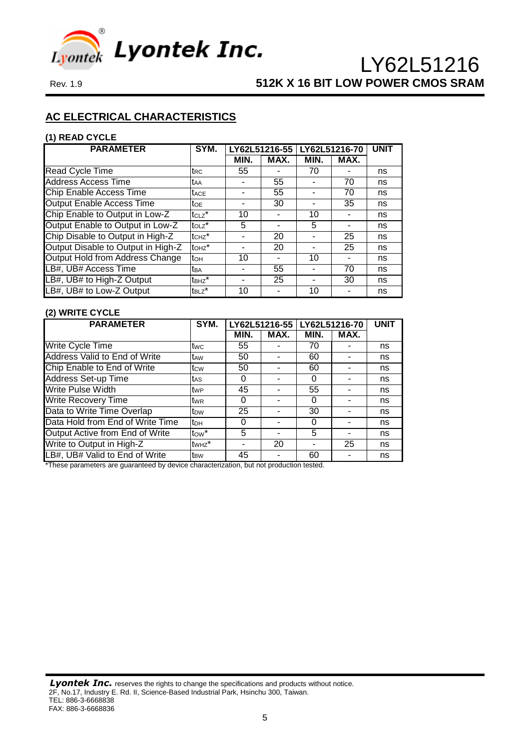## AC ELECTRICAL CHARACTERISTICS

### (1) READ CYCLE

| PARAMETER | SYM. | LY62L51216-55 | | LY62L51216-70 | | UNIT |
|---|---|---|---|---|---|---|
| | | MIN. | MAX. | MIN. | MAX. | |
| Read Cycle Time | $t_{RC}$ | 55 | - | 70 | - | ns |
| Address Access Time | $t_{AA}$ | - | 55 | - | 70 | ns |
| Chip Enable Access Time | $t_{ACE}$ | - | 55 | - | 70 | ns |
| Output Enable Access Time | $t_{OE}$ | - | 30 | - | 35 | ns |
| Chip Enable to Output in Low-Z | $t_{CLZ}$* | 10 | - | 10 | - | ns |
| Output Enable to Output in Low-Z | $t_{OLZ}$* | 5 | - | 5 | - | ns |
| Chip Disable to Output in High-Z | $t_{CHZ}$* | - | 20 | - | 25 | ns |
| Output Disable to Output in High-Z | $t_{OHZ}$* | - | 20 | - | 25 | ns |
| Output Hold from Address Change | $t_{OH}$ | 10 | - | 10 | - | ns |
| LB#, UB# Access Time | $t_{BA}$ | - | 55 | - | 70 | ns |
| LB#, UB# to High-Z Output | $t_{BHZ}$* | - | 25 | - | 30 | ns |
| LB#, UB# to Low-Z Output | $t_{BLZ}$* | 10 | - | 10 | - | ns |

### (2) WRITE CYCLE

| PARAMETER | SYM. | LY62L51216-55 | | LY62L51216-70 | | UNIT |
|---|---|---|---|---|---|---|
| | | MIN. | MAX. | MIN. | MAX. | |
| Write Cycle Time | $t_{WC}$ | 55 | - | 70 | - | ns |
| Address Valid to End of Write | $t_{AW}$ | 50 | - | 60 | - | ns |
| Chip Enable to End of Write | $t_{CW}$ | 50 | - | 60 | - | ns |
| Address Set-up Time | $t_{AS}$ | 0 | - | 0 | - | ns |
| Write Pulse Width | $t_{WP}$ | 45 | - | 55 | - | ns |
| Write Recovery Time | $t_{WR}$ | 0 | - | 0 | - | ns |
| Data to Write Time Overlap | $t_{DW}$ | 25 | - | 30 | - | ns |
| Data Hold from End of Write Time | $t_{DH}$ | 0 | - | 0 | - | ns |
| Output Active from End of Write | $t_{OW}$* | 5 | - | 5 | - | ns |
| Write to Output in High-Z | $t_{WHZ}$* | - | 20 | - | 25 | ns |
| LB#, UB# Valid to End of Write | $t_{BW}$ | 45 | - | 60 | - | ns |

*These parameters are guaranteed by device characterization, but not production tested.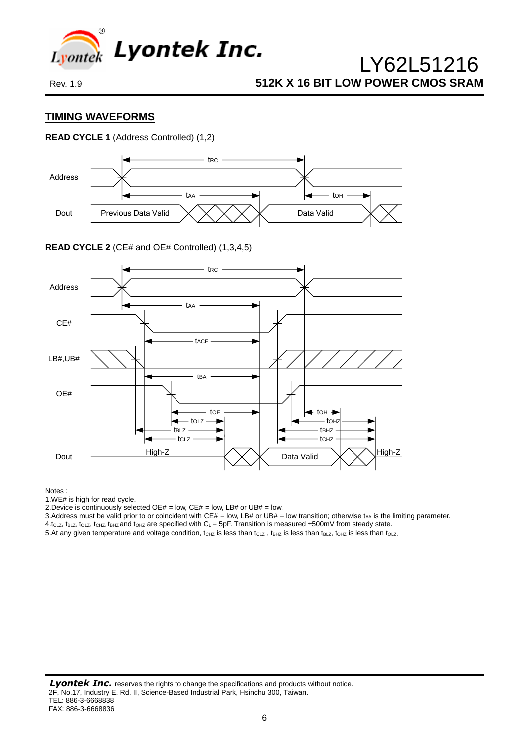## TIMING WAVEFORMS

**READ CYCLE 1** (Address Controlled) (1,2)

**READ CYCLE 2** (CE# and OE# Controlled) (1,3,4,5)

Notes :

1.WE# is high for read cycle.

2.Device is continuously selected OE# = low, CE# = low, LB# or UB# = low.

3.Address must be valid prior to or coincident with CE# = low, LB# or UB# = low transition; otherwise $t_{AA}$ is the limiting parameter.

4.$t_{CLZ}$, $t_{BLZ}$, $t_{OLZ}$, $t_{CHZ}$, $t_{BHZ}$ and $t_{OHZ}$ are specified with $C_L$ = 5pF. Transition is measured ±500mV from steady state.

5.At any given temperature and voltage condition, $t_{CHZ}$ is less than $t_{CLZ}$ , $t_{BHZ}$ is less than $t_{BLZ}$, $t_{OHZ}$ is less than $t_{OLZ}$.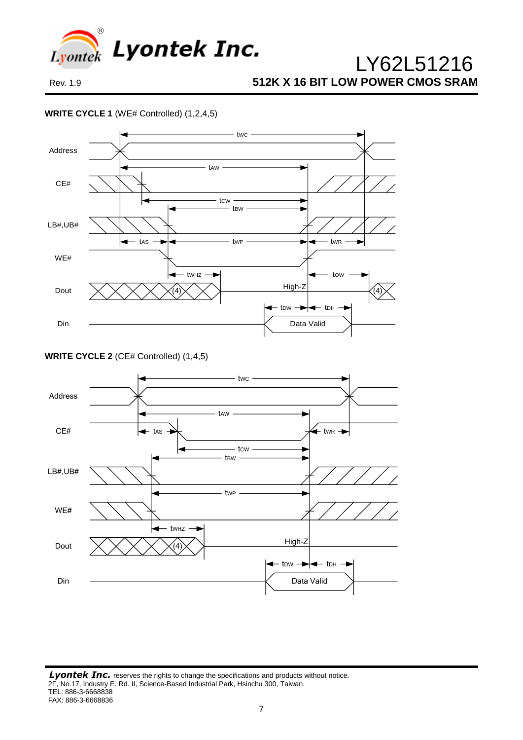**WRITE CYCLE 1** (WE# Controlled) (1,2,4,5)

Address

CE#

LB#,UB#

WE#

Dout

Din

$t_{WC}$ $t_{AW}$ $t_{CW}$ $t_{BW}$ $t_{AS}$ $t_{WP}$ $t_{WR}$ $t_{WHZ}$ $t_{OW}$ $t_{DW}$ $t_{DH}$

(4) High-Z (4)

Data Valid

**WRITE CYCLE 2** (CE# Controlled) (1,4,5)

Address

CE#

LB#,UB#

WE#

Dout

Din

$t_{WC}$ $t_{AW}$ $t_{AS}$ $t_{WR}$ $t_{CW}$ $t_{BW}$ $t_{WP}$ $t_{WHZ}$ $t_{DW}$ $t_{DH}$

(4) High-Z

Data Valid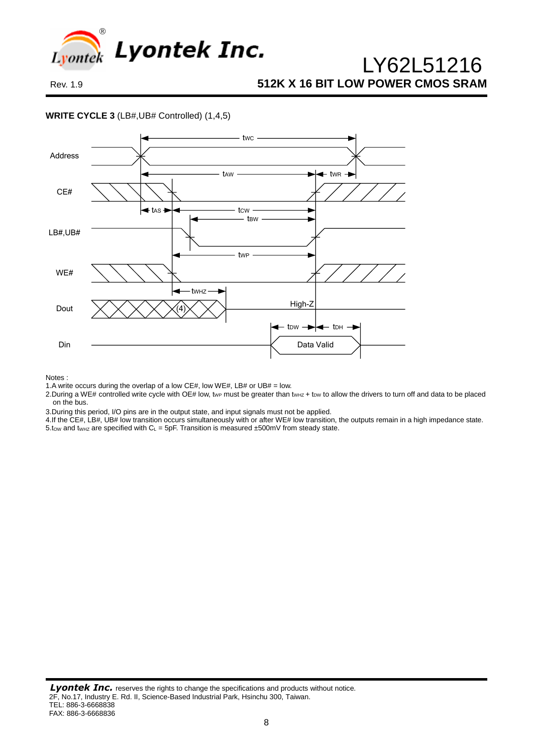**WRITE CYCLE 3** (LB#,UB# Controlled) (1,4,5)

Notes :

1. A write occurs during the overlap of a low CE#, low WE#, LB# or UB# = low.
2. During a WE# controlled write cycle with OE# low, $t_{WP}$ must be greater than $t_{WHZ}$ + $t_{DW}$ to allow the drivers to turn off and data to be placed on the bus.
3. During this period, I/O pins are in the output state, and input signals must not be applied.
4. If the CE#, LB#, UB# low transition occurs simultaneously with or after WE# low transition, the outputs remain in a high impedance state.
5. $t_{OW}$ and $t_{WHZ}$ are specified with $C_L$ = 5pF. Transition is measured ±500mV from steady state.

***Lyontek Inc.*** reserves the rights to change the specifications and products without notice.
2F, No.17, Industry E. Rd. II, Science-Based Industrial Park, Hsinchu 300, Taiwan.
TEL: 886-3-6668838
FAX: 886-3-6668836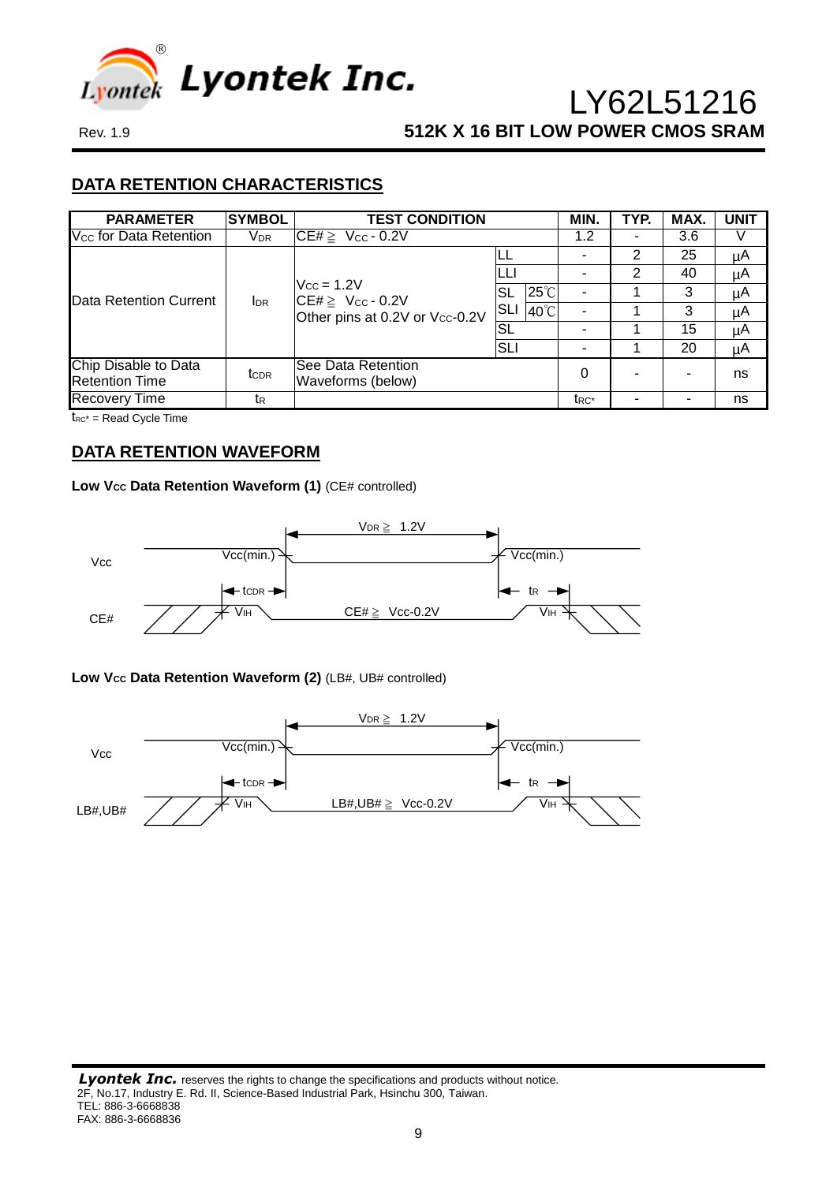## DATA RETENTION CHARACTERISTICS

| PARAMETER | SYMBOL | TEST CONDITION | | | MIN. | TYP. | MAX. | UNIT |
|---|---|---|---|---|---|---|---|---|
| $V_{CC}$ for Data Retention | $V_{DR}$ | CE# ≧ $V_{CC}$ - 0.2V | | | 1.2 | - | 3.6 | V |
| Data Retention Current | $I_{DR}$ | $V_{CC}$ = 1.2V<br>CE# ≧ $V_{CC}$ - 0.2V<br>Other pins at 0.2V or $V_{CC}$-0.2V | LL | | - | 2 | 25 | µA |
| | | | LLI | | - | 2 | 40 | µA |
| | | | SL | 25℃ | - | 1 | 3 | µA |
| | | | SLI | 40℃ | - | 1 | 3 | µA |
| | | | SL | | - | 1 | 15 | µA |
| | | | SLI | | - | 1 | 20 | µA |
| Chip Disable to Data Retention Time | $t_{CDR}$ | See Data Retention Waveforms (below) | | | 0 | - | - | ns |
| Recovery Time | $t_R$ | | | | $t_{RC^*}$ | - | - | ns |

$t_{RC^*}$ = Read Cycle Time

## DATA RETENTION WAVEFORM

**Low Vcc Data Retention Waveform (1)** (CE# controlled)

**Low Vcc Data Retention Waveform (2)** (LB#, UB# controlled)

***Lyontek Inc.*** reserves the rights to change the specifications and products without notice.
2F, No.17, Industry E. Rd. II, Science-Based Industrial Park, Hsinchu 300, Taiwan.
TEL: 886-3-6668838
FAX: 886-3-6668836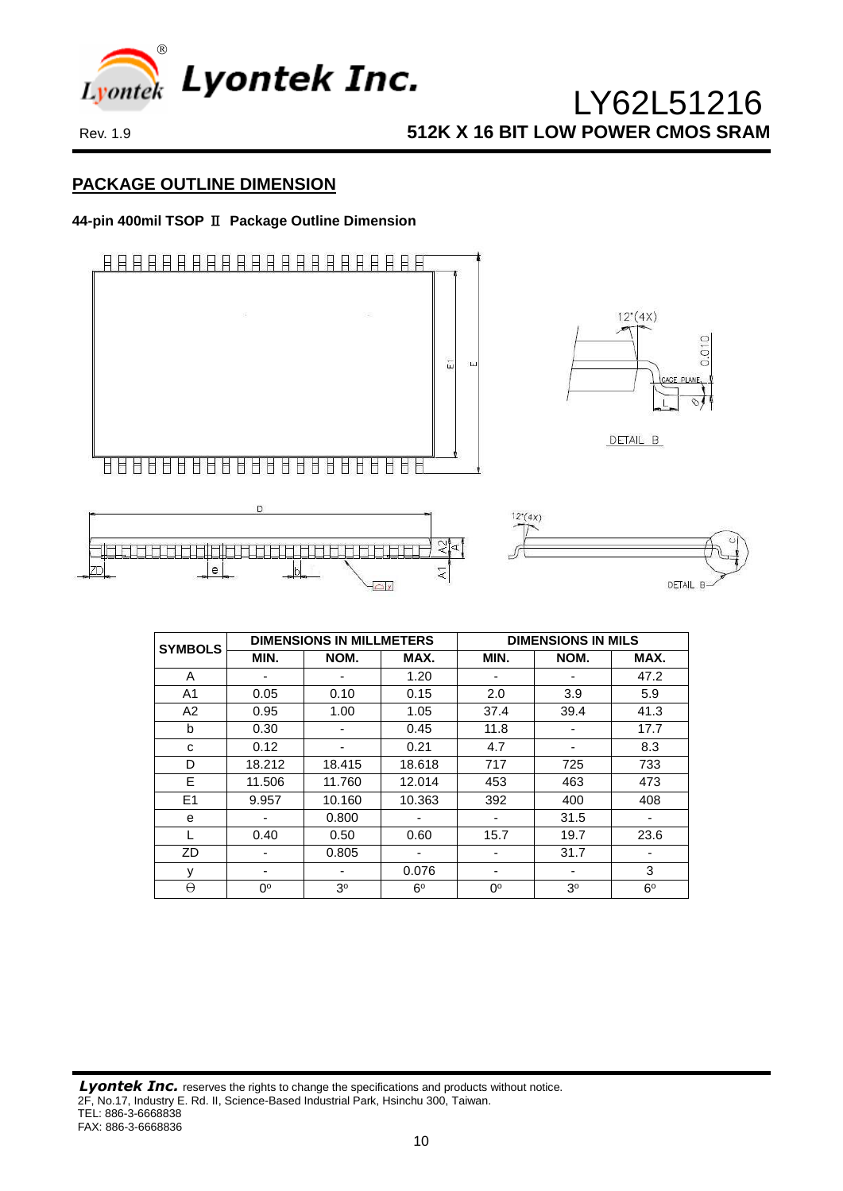## PACKAGE OUTLINE DIMENSION

**44-pin 400mil TSOP Ⅱ Package Outline Dimension**

| SYMBOLS | DIMENSIONS IN MILLMETERS | | | DIMENSIONS IN MILS | | |
|---|---|---|---|---|---|---|
| | MIN. | NOM. | MAX. | MIN. | NOM. | MAX. |
| A | - | - | 1.20 | - | - | 47.2 |
| A1 | 0.05 | 0.10 | 0.15 | 2.0 | 3.9 | 5.9 |
| A2 | 0.95 | 1.00 | 1.05 | 37.4 | 39.4 | 41.3 |
| b | 0.30 | - | 0.45 | 11.8 | - | 17.7 |
| c | 0.12 | - | 0.21 | 4.7 | - | 8.3 |
| D | 18.212 | 18.415 | 18.618 | 717 | 725 | 733 |
| E | 11.506 | 11.760 | 12.014 | 453 | 463 | 473 |
| E1 | 9.957 | 10.160 | 10.363 | 392 | 400 | 408 |
| e | - | 0.800 | - | - | 31.5 | - |
| L | 0.40 | 0.50 | 0.60 | 15.7 | 19.7 | 23.6 |
| ZD | - | 0.805 | - | - | 31.7 | - |
| y | - | - | 0.076 | - | - | 3 |
| Θ | 0º | 3º | 6º | 0º | 3º | 6º |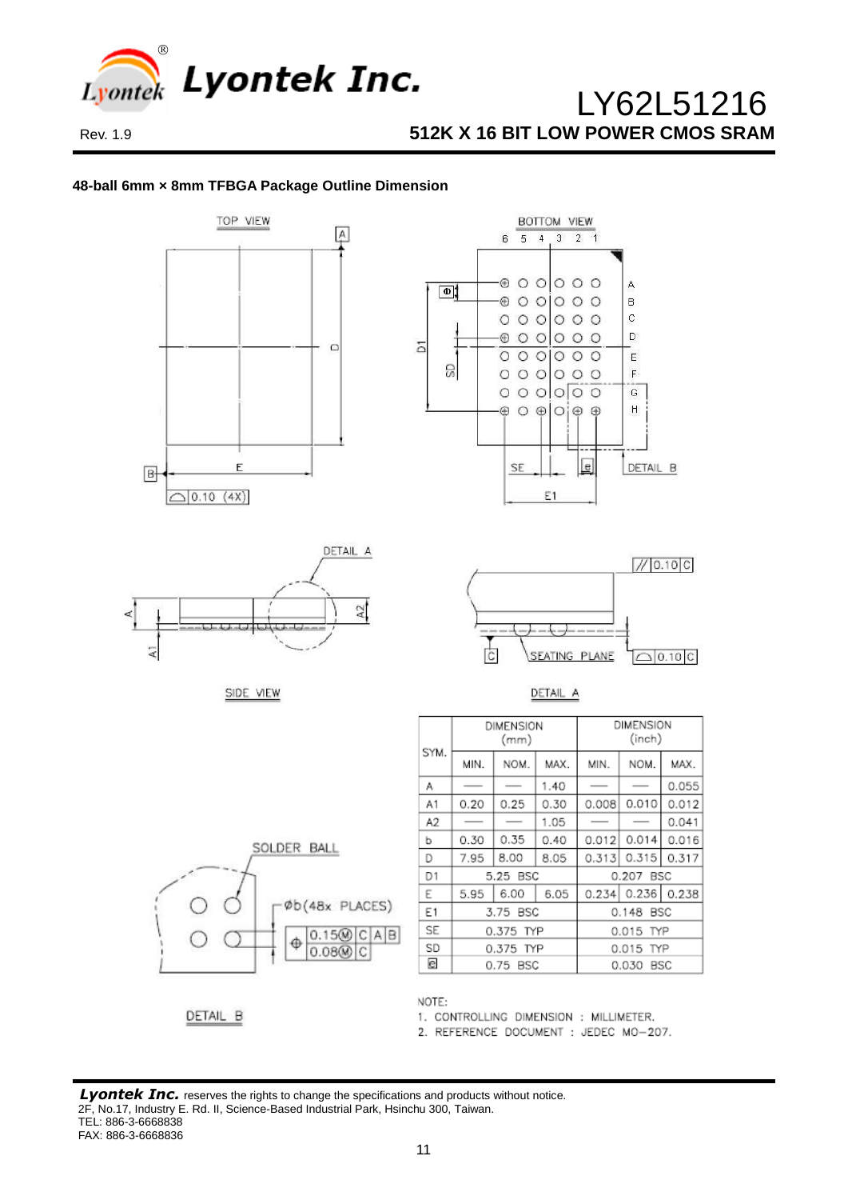## 48-ball 6mm × 8mm TFBGA Package Outline Dimension

TOP VIEW

BOTTOM VIEW

DETAIL A

SIDE VIEW

DETAIL A

SOLDER BALL

Øb(48x PLACES)

DETAIL B

| SYM. | DIMENSION (mm) | | | DIMENSION (inch) | | |
|---|---|---|---|---|---|---|
| | MIN. | NOM. | MAX. | MIN. | NOM. | MAX. |
| A | — | — | 1.40 | — | — | 0.055 |
| A1 | 0.20 | 0.25 | 0.30 | 0.008 | 0.010 | 0.012 |
| A2 | — | — | 1.05 | — | — | 0.041 |
| b | 0.30 | 0.35 | 0.40 | 0.012 | 0.014 | 0.016 |
| D | 7.95 | 8.00 | 8.05 | 0.313 | 0.315 | 0.317 |
| D1 | | 5.25 BSC | | | 0.207 BSC | |
| E | 5.95 | 6.00 | 6.05 | 0.234 | 0.236 | 0.238 |
| E1 | | 3.75 BSC | | | 0.148 BSC | |
| SE | | 0.375 TYP | | | 0.015 TYP | |
| SD | | 0.375 TYP | | | 0.015 TYP | |
| e | | 0.75 BSC | | | 0.030 BSC | |

NOTE:
1. CONTROLLING DIMENSION : MILLIMETER.
2. REFERENCE DOCUMENT : JEDEC MO-207.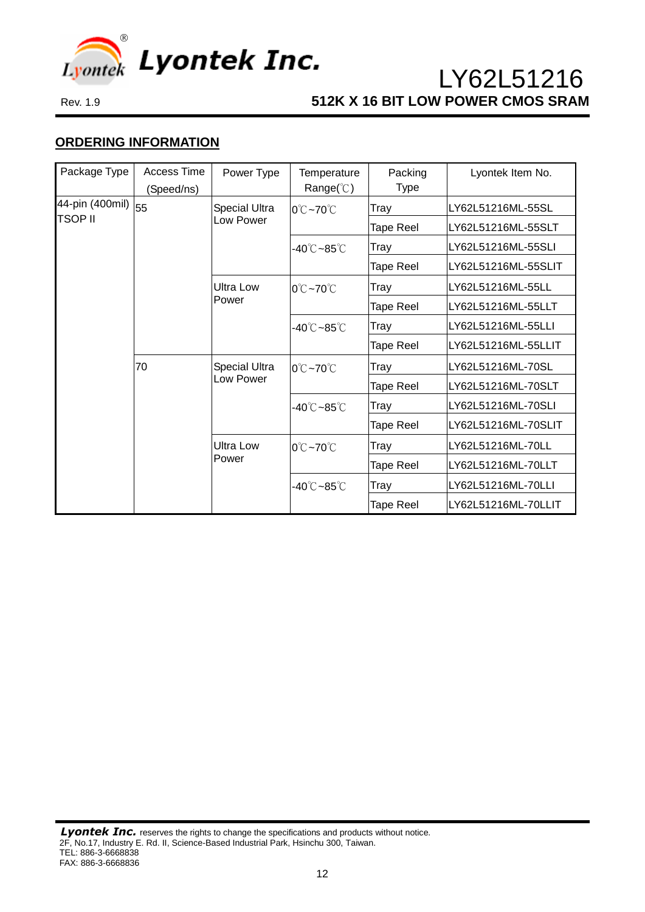## ORDERING INFORMATION

| Package Type | Access Time (Speed/ns) | Power Type | Temperature Range(℃) | Packing Type | Lyontek Item No. |
|---|---|---|---|---|---|
| 44-pin (400mil) TSOP II | 55 | Special Ultra Low Power | 0℃~70℃ | Tray | LY62L51216ML-55SL |
| | | | | Tape Reel | LY62L51216ML-55SLT |
| | | | -40℃~85℃ | Tray | LY62L51216ML-55SLI |
| | | | | Tape Reel | LY62L51216ML-55SLIT |
| | | Ultra Low Power | 0℃~70℃ | Tray | LY62L51216ML-55LL |
| | | | | Tape Reel | LY62L51216ML-55LLT |
| | | | -40℃~85℃ | Tray | LY62L51216ML-55LLI |
| | | | | Tape Reel | LY62L51216ML-55LLIT |
| | 70 | Special Ultra Low Power | 0℃~70℃ | Tray | LY62L51216ML-70SL |
| | | | | Tape Reel | LY62L51216ML-70SLT |
| | | | -40℃~85℃ | Tray | LY62L51216ML-70SLI |
| | | | | Tape Reel | LY62L51216ML-70SLIT |
| | | Ultra Low Power | 0℃~70℃ | Tray | LY62L51216ML-70LL |
| | | | | Tape Reel | LY62L51216ML-70LLT |
| | | | -40℃~85℃ | Tray | LY62L51216ML-70LLI |
| | | | | Tape Reel | LY62L51216ML-70LLIT |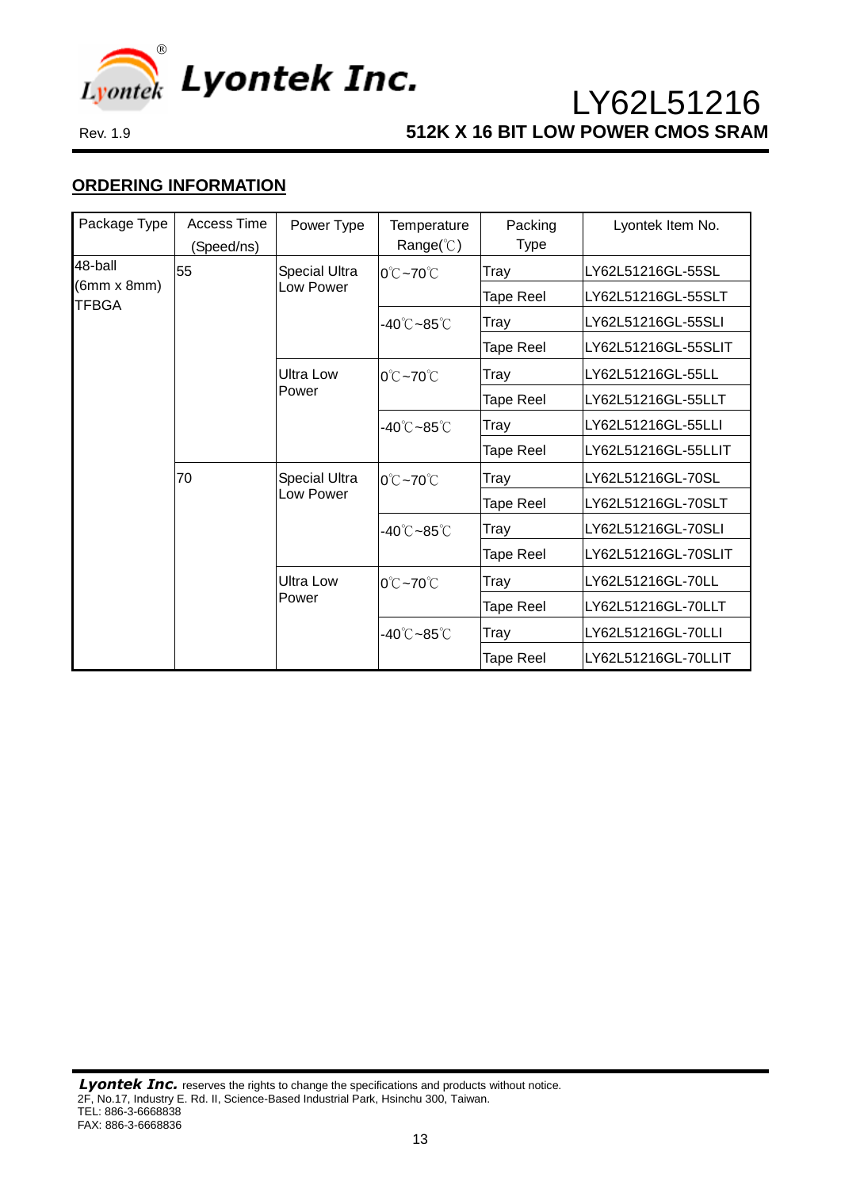## ORDERING INFORMATION

| Package Type | Access Time (Speed/ns) | Power Type | Temperature Range(℃) | Packing Type | Lyontek Item No. |
|---|---|---|---|---|---|
| 48-ball (6mm x 8mm) TFBGA | 55 | Special Ultra Low Power | 0℃~70℃ | Tray | LY62L51216GL-55SL |
| | | | | Tape Reel | LY62L51216GL-55SLT |
| | | | -40℃~85℃ | Tray | LY62L51216GL-55SLI |
| | | | | Tape Reel | LY62L51216GL-55SLIT |
| | | Ultra Low Power | 0℃~70℃ | Tray | LY62L51216GL-55LL |
| | | | | Tape Reel | LY62L51216GL-55LLT |
| | | | -40℃~85℃ | Tray | LY62L51216GL-55LLI |
| | | | | Tape Reel | LY62L51216GL-55LLIT |
| | 70 | Special Ultra Low Power | 0℃~70℃ | Tray | LY62L51216GL-70SL |
| | | | | Tape Reel | LY62L51216GL-70SLT |
| | | | -40℃~85℃ | Tray | LY62L51216GL-70SLI |
| | | | | Tape Reel | LY62L51216GL-70SLIT |
| | | Ultra Low Power | 0℃~70℃ | Tray | LY62L51216GL-70LL |
| | | | | Tape Reel | LY62L51216GL-70LLT |
| | | | -40℃~85℃ | Tray | LY62L51216GL-70LLI |
| | | | | Tape Reel | LY62L51216GL-70LLIT |